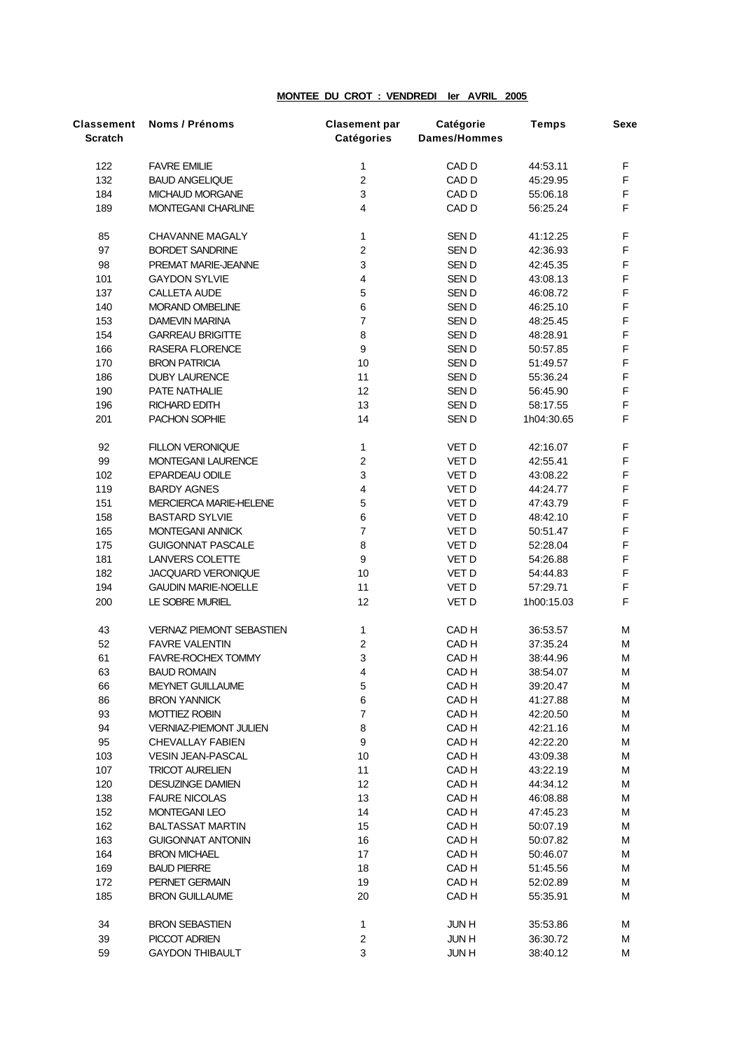**MONTEE DU CROT : VENDREDI Ier AVRIL 2005**

| Classement Scratch | Noms / Prénoms | Clasement par Catégories | Catégorie Dames/Hommes | Temps | Sexe |
|---|---|---|---|---|---|
| 122 | FAVRE EMILIE | 1 | CAD D | 44:53.11 | F |
| 132 | BAUD ANGELIQUE | 2 | CAD D | 45:29.95 | F |
| 184 | MICHAUD MORGANE | 3 | CAD D | 55:06.18 | F |
| 189 | MONTEGANI CHARLINE | 4 | CAD D | 56:25.24 | F |
| 85 | CHAVANNE MAGALY | 1 | SEN D | 41:12.25 | F |
| 97 | BORDET SANDRINE | 2 | SEN D | 42:36.93 | F |
| 98 | PREMAT MARIE-JEANNE | 3 | SEN D | 42:45.35 | F |
| 101 | GAYDON SYLVIE | 4 | SEN D | 43:08.13 | F |
| 137 | CALLETA AUDE | 5 | SEN D | 46:08.72 | F |
| 140 | MORAND OMBELINE | 6 | SEN D | 46:25.10 | F |
| 153 | DAMEVIN MARINA | 7 | SEN D | 48:25.45 | F |
| 154 | GARREAU BRIGITTE | 8 | SEN D | 48:28.91 | F |
| 166 | RASERA FLORENCE | 9 | SEN D | 50:57.85 | F |
| 170 | BRON PATRICIA | 10 | SEN D | 51:49.57 | F |
| 186 | DUBY LAURENCE | 11 | SEN D | 55:36.24 | F |
| 190 | PATE NATHALIE | 12 | SEN D | 56:45.90 | F |
| 196 | RICHARD EDITH | 13 | SEN D | 58:17.55 | F |
| 201 | PACHON SOPHIE | 14 | SEN D | 1h04:30.65 | F |
| 92 | FILLON VERONIQUE | 1 | VET D | 42:16.07 | F |
| 99 | MONTEGANI LAURENCE | 2 | VET D | 42:55.41 | F |
| 102 | EPARDEAU ODILE | 3 | VET D | 43:08.22 | F |
| 119 | BARDY AGNES | 4 | VET D | 44:24.77 | F |
| 151 | MERCIERCA MARIE-HELENE | 5 | VET D | 47:43.79 | F |
| 158 | BASTARD SYLVIE | 6 | VET D | 48:42.10 | F |
| 165 | MONTEGANI ANNICK | 7 | VET D | 50:51.47 | F |
| 175 | GUIGONNAT PASCALE | 8 | VET D | 52:28.04 | F |
| 181 | LANVERS COLETTE | 9 | VET D | 54:26.88 | F |
| 182 | JACQUARD VERONIQUE | 10 | VET D | 54:44.83 | F |
| 194 | GAUDIN MARIE-NOELLE | 11 | VET D | 57:29.71 | F |
| 200 | LE SOBRE MURIEL | 12 | VET D | 1h00:15.03 | F |
| 43 | VERNAZ PIEMONT SEBASTIEN | 1 | CAD H | 36:53.57 | M |
| 52 | FAVRE VALENTIN | 2 | CAD H | 37:35.24 | M |
| 61 | FAVRE-ROCHEX TOMMY | 3 | CAD H | 38:44.96 | M |
| 63 | BAUD ROMAIN | 4 | CAD H | 38:54.07 | M |
| 66 | MEYNET GUILLAUME | 5 | CAD H | 39:20.47 | M |
| 86 | BRON YANNICK | 6 | CAD H | 41:27.88 | M |
| 93 | MOTTIEZ ROBIN | 7 | CAD H | 42:20.50 | M |
| 94 | VERNIAZ-PIEMONT JULIEN | 8 | CAD H | 42:21.16 | M |
| 95 | CHEVALLAY FABIEN | 9 | CAD H | 42:22.20 | M |
| 103 | VESIN JEAN-PASCAL | 10 | CAD H | 43:09.38 | M |
| 107 | TRICOT AURELIEN | 11 | CAD H | 43:22.19 | M |
| 120 | DESUZINGE DAMIEN | 12 | CAD H | 44:34.12 | M |
| 138 | FAURE NICOLAS | 13 | CAD H | 46:08.88 | M |
| 152 | MONTEGANI LEO | 14 | CAD H | 47:45.23 | M |
| 162 | BALTASSAT MARTIN | 15 | CAD H | 50:07.19 | M |
| 163 | GUIGONNAT ANTONIN | 16 | CAD H | 50:07.82 | M |
| 164 | BRON MICHAEL | 17 | CAD H | 50:46.07 | M |
| 169 | BAUD PIERRE | 18 | CAD H | 51:45.56 | M |
| 172 | PERNET GERMAIN | 19 | CAD H | 52:02.89 | M |
| 185 | BRON GUILLAUME | 20 | CAD H | 55:35.91 | M |
| 34 | BRON SEBASTIEN | 1 | JUN H | 35:53.86 | M |
| 39 | PICCOT ADRIEN | 2 | JUN H | 36:30.72 | M |
| 59 | GAYDON THIBAULT | 3 | JUN H | 38:40.12 | M |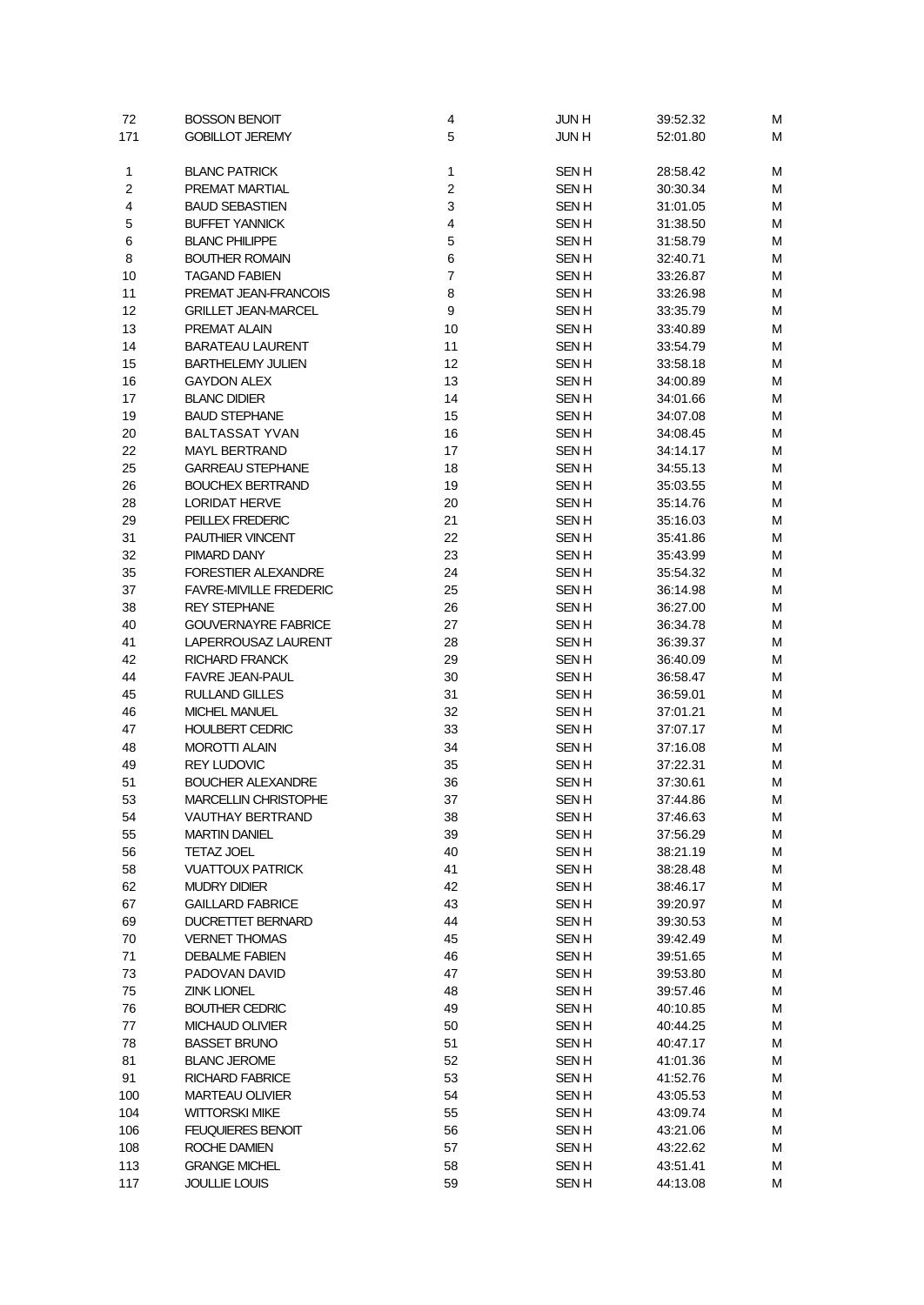| | | | | | |
|---|---|---|---|---|---|
| 72 | BOSSON BENOIT | 4 | JUN H | 39:52.32 | M |
| 171 | GOBILLOT JEREMY | 5 | JUN H | 52:01.80 | M |
| | | | | | |
| 1 | BLANC PATRICK | 1 | SEN H | 28:58.42 | M |
| 2 | PREMAT MARTIAL | 2 | SEN H | 30:30.34 | M |
| 4 | BAUD SEBASTIEN | 3 | SEN H | 31:01.05 | M |
| 5 | BUFFET YANNICK | 4 | SEN H | 31:38.50 | M |
| 6 | BLANC PHILIPPE | 5 | SEN H | 31:58.79 | M |
| 8 | BOUTHER ROMAIN | 6 | SEN H | 32:40.71 | M |
| 10 | TAGAND FABIEN | 7 | SEN H | 33:26.87 | M |
| 11 | PREMAT JEAN-FRANCOIS | 8 | SEN H | 33:26.98 | M |
| 12 | GRILLET JEAN-MARCEL | 9 | SEN H | 33:35.79 | M |
| 13 | PREMAT ALAIN | 10 | SEN H | 33:40.89 | M |
| 14 | BARATEAU LAURENT | 11 | SEN H | 33:54.79 | M |
| 15 | BARTHELEMY JULIEN | 12 | SEN H | 33:58.18 | M |
| 16 | GAYDON ALEX | 13 | SEN H | 34:00.89 | M |
| 17 | BLANC DIDIER | 14 | SEN H | 34:01.66 | M |
| 19 | BAUD STEPHANE | 15 | SEN H | 34:07.08 | M |
| 20 | BALTASSAT YVAN | 16 | SEN H | 34:08.45 | M |
| 22 | MAYL BERTRAND | 17 | SEN H | 34:14.17 | M |
| 25 | GARREAU STEPHANE | 18 | SEN H | 34:55.13 | M |
| 26 | BOUCHEX BERTRAND | 19 | SEN H | 35:03.55 | M |
| 28 | LORIDAT HERVE | 20 | SEN H | 35:14.76 | M |
| 29 | PEILLEX FREDERIC | 21 | SEN H | 35:16.03 | M |
| 31 | PAUTHIER VINCENT | 22 | SEN H | 35:41.86 | M |
| 32 | PIMARD DANY | 23 | SEN H | 35:43.99 | M |
| 35 | FORESTIER ALEXANDRE | 24 | SEN H | 35:54.32 | M |
| 37 | FAVRE-MIVILLE FREDERIC | 25 | SEN H | 36:14.98 | M |
| 38 | REY STEPHANE | 26 | SEN H | 36:27.00 | M |
| 40 | GOUVERNAYRE FABRICE | 27 | SEN H | 36:34.78 | M |
| 41 | LAPERROUSAZ LAURENT | 28 | SEN H | 36:39.37 | M |
| 42 | RICHARD FRANCK | 29 | SEN H | 36:40.09 | M |
| 44 | FAVRE JEAN-PAUL | 30 | SEN H | 36:58.47 | M |
| 45 | RULLAND GILLES | 31 | SEN H | 36:59.01 | M |
| 46 | MICHEL MANUEL | 32 | SEN H | 37:01.21 | M |
| 47 | HOULBERT CEDRIC | 33 | SEN H | 37:07.17 | M |
| 48 | MOROTTI ALAIN | 34 | SEN H | 37:16.08 | M |
| 49 | REY LUDOVIC | 35 | SEN H | 37:22.31 | M |
| 51 | BOUCHER ALEXANDRE | 36 | SEN H | 37:30.61 | M |
| 53 | MARCELLIN CHRISTOPHE | 37 | SEN H | 37:44.86 | M |
| 54 | VAUTHAY BERTRAND | 38 | SEN H | 37:46.63 | M |
| 55 | MARTIN DANIEL | 39 | SEN H | 37:56.29 | M |
| 56 | TETAZ JOEL | 40 | SEN H | 38:21.19 | M |
| 58 | VUATTOUX PATRICK | 41 | SEN H | 38:28.48 | M |
| 62 | MUDRY DIDIER | 42 | SEN H | 38:46.17 | M |
| 67 | GAILLARD FABRICE | 43 | SEN H | 39:20.97 | M |
| 69 | DUCRETTET BERNARD | 44 | SEN H | 39:30.53 | M |
| 70 | VERNET THOMAS | 45 | SEN H | 39:42.49 | M |
| 71 | DEBALME FABIEN | 46 | SEN H | 39:51.65 | M |
| 73 | PADOVAN DAVID | 47 | SEN H | 39:53.80 | M |
| 75 | ZINK LIONEL | 48 | SEN H | 39:57.46 | M |
| 76 | BOUTHER CEDRIC | 49 | SEN H | 40:10.85 | M |
| 77 | MICHAUD OLIVIER | 50 | SEN H | 40:44.25 | M |
| 78 | BASSET BRUNO | 51 | SEN H | 40:47.17 | M |
| 81 | BLANC JEROME | 52 | SEN H | 41:01.36 | M |
| 91 | RICHARD FABRICE | 53 | SEN H | 41:52.76 | M |
| 100 | MARTEAU OLIVIER | 54 | SEN H | 43:05.53 | M |
| 104 | WITTORSKI MIKE | 55 | SEN H | 43:09.74 | M |
| 106 | FEUQUIERES BENOIT | 56 | SEN H | 43:21.06 | M |
| 108 | ROCHE DAMIEN | 57 | SEN H | 43:22.62 | M |
| 113 | GRANGE MICHEL | 58 | SEN H | 43:51.41 | M |
| 117 | JOULLIE LOUIS | 59 | SEN H | 44:13.08 | M |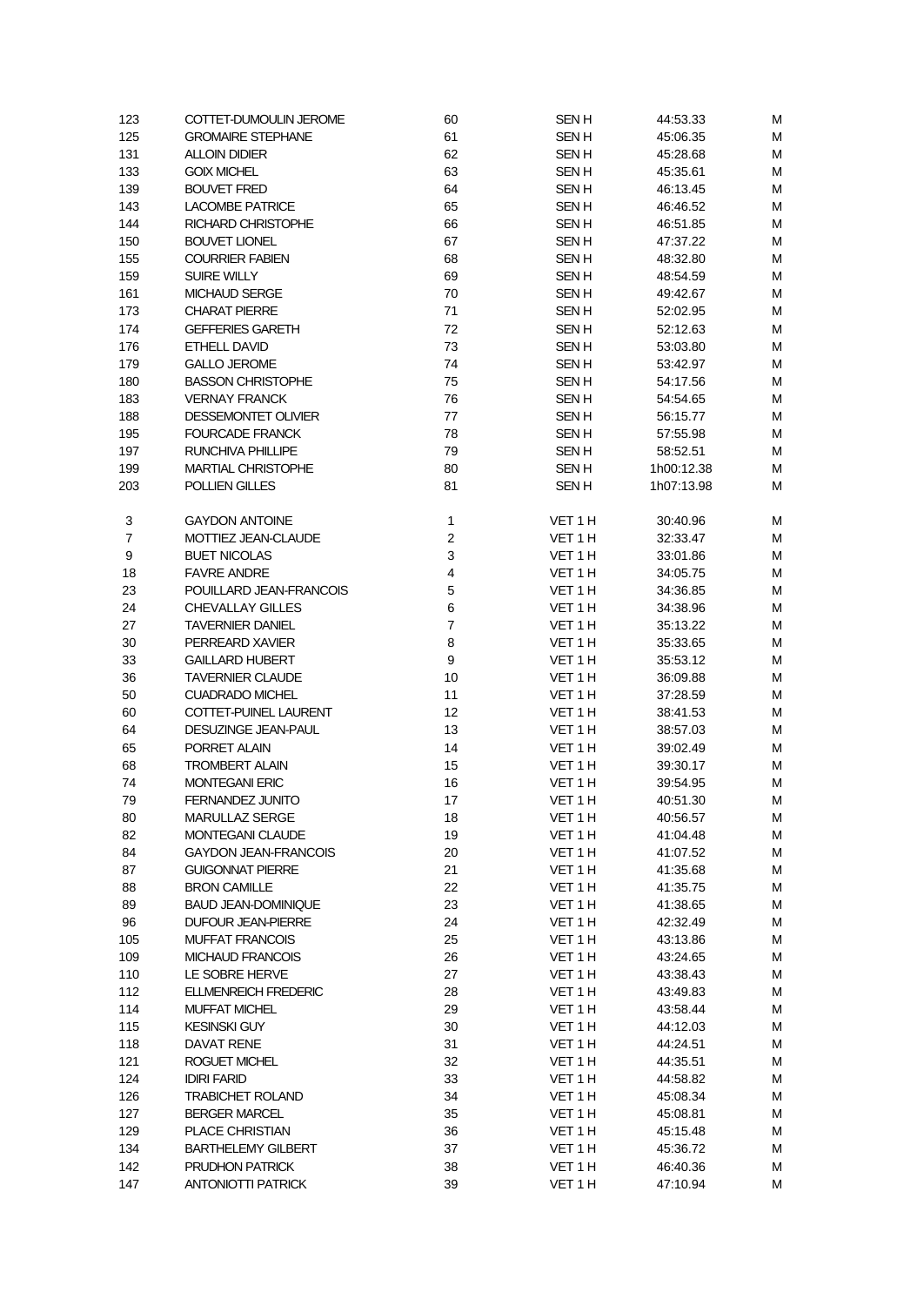| | | | | | |
|---|---|---|---|---|---|
| 123 | COTTET-DUMOULIN JEROME | 60 | SEN H | 44:53.33 | M |
| 125 | GROMAIRE STEPHANE | 61 | SEN H | 45:06.35 | M |
| 131 | ALLOIN DIDIER | 62 | SEN H | 45:28.68 | M |
| 133 | GOIX MICHEL | 63 | SEN H | 45:35.61 | M |
| 139 | BOUVET FRED | 64 | SEN H | 46:13.45 | M |
| 143 | LACOMBE PATRICE | 65 | SEN H | 46:46.52 | M |
| 144 | RICHARD CHRISTOPHE | 66 | SEN H | 46:51.85 | M |
| 150 | BOUVET LIONEL | 67 | SEN H | 47:37.22 | M |
| 155 | COURRIER FABIEN | 68 | SEN H | 48:32.80 | M |
| 159 | SUIRE WILLY | 69 | SEN H | 48:54.59 | M |
| 161 | MICHAUD SERGE | 70 | SEN H | 49:42.67 | M |
| 173 | CHARAT PIERRE | 71 | SEN H | 52:02.95 | M |
| 174 | GEFFERIES GARETH | 72 | SEN H | 52:12.63 | M |
| 176 | ETHELL DAVID | 73 | SEN H | 53:03.80 | M |
| 179 | GALLO JEROME | 74 | SEN H | 53:42.97 | M |
| 180 | BASSON CHRISTOPHE | 75 | SEN H | 54:17.56 | M |
| 183 | VERNAY FRANCK | 76 | SEN H | 54:54.65 | M |
| 188 | DESSEMONTET OLIVIER | 77 | SEN H | 56:15.77 | M |
| 195 | FOURCADE FRANCK | 78 | SEN H | 57:55.98 | M |
| 197 | RUNCHIVA PHILLIPE | 79 | SEN H | 58:52.51 | M |
| 199 | MARTIAL CHRISTOPHE | 80 | SEN H | 1h00:12.38 | M |
| 203 | POLLIEN GILLES | 81 | SEN H | 1h07:13.98 | M |
| | | | | | |
| 3 | GAYDON ANTOINE | 1 | VET 1 H | 30:40.96 | M |
| 7 | MOTTIEZ JEAN-CLAUDE | 2 | VET 1 H | 32:33.47 | M |
| 9 | BUET NICOLAS | 3 | VET 1 H | 33:01.86 | M |
| 18 | FAVRE ANDRE | 4 | VET 1 H | 34:05.75 | M |
| 23 | POUILLARD JEAN-FRANCOIS | 5 | VET 1 H | 34:36.85 | M |
| 24 | CHEVALLAY GILLES | 6 | VET 1 H | 34:38.96 | M |
| 27 | TAVERNIER DANIEL | 7 | VET 1 H | 35:13.22 | M |
| 30 | PERREARD XAVIER | 8 | VET 1 H | 35:33.65 | M |
| 33 | GAILLARD HUBERT | 9 | VET 1 H | 35:53.12 | M |
| 36 | TAVERNIER CLAUDE | 10 | VET 1 H | 36:09.88 | M |
| 50 | CUADRADO MICHEL | 11 | VET 1 H | 37:28.59 | M |
| 60 | COTTET-PUINEL LAURENT | 12 | VET 1 H | 38:41.53 | M |
| 64 | DESUZINGE JEAN-PAUL | 13 | VET 1 H | 38:57.03 | M |
| 65 | PORRET ALAIN | 14 | VET 1 H | 39:02.49 | M |
| 68 | TROMBERT ALAIN | 15 | VET 1 H | 39:30.17 | M |
| 74 | MONTEGANI ERIC | 16 | VET 1 H | 39:54.95 | M |
| 79 | FERNANDEZ JUNITO | 17 | VET 1 H | 40:51.30 | M |
| 80 | MARULLAZ SERGE | 18 | VET 1 H | 40:56.57 | M |
| 82 | MONTEGANI CLAUDE | 19 | VET 1 H | 41:04.48 | M |
| 84 | GAYDON JEAN-FRANCOIS | 20 | VET 1 H | 41:07.52 | M |
| 87 | GUIGONNAT PIERRE | 21 | VET 1 H | 41:35.68 | M |
| 88 | BRON CAMILLE | 22 | VET 1 H | 41:35.75 | M |
| 89 | BAUD JEAN-DOMINIQUE | 23 | VET 1 H | 41:38.65 | M |
| 96 | DUFOUR JEAN-PIERRE | 24 | VET 1 H | 42:32.49 | M |
| 105 | MUFFAT FRANCOIS | 25 | VET 1 H | 43:13.86 | M |
| 109 | MICHAUD FRANCOIS | 26 | VET 1 H | 43:24.65 | M |
| 110 | LE SOBRE HERVE | 27 | VET 1 H | 43:38.43 | M |
| 112 | ELLMENREICH FREDERIC | 28 | VET 1 H | 43:49.83 | M |
| 114 | MUFFAT MICHEL | 29 | VET 1 H | 43:58.44 | M |
| 115 | KESINSKI GUY | 30 | VET 1 H | 44:12.03 | M |
| 118 | DAVAT RENE | 31 | VET 1 H | 44:24.51 | M |
| 121 | ROGUET MICHEL | 32 | VET 1 H | 44:35.51 | M |
| 124 | IDIRI FARID | 33 | VET 1 H | 44:58.82 | M |
| 126 | TRABICHET ROLAND | 34 | VET 1 H | 45:08.34 | M |
| 127 | BERGER MARCEL | 35 | VET 1 H | 45:08.81 | M |
| 129 | PLACE CHRISTIAN | 36 | VET 1 H | 45:15.48 | M |
| 134 | BARTHELEMY GILBERT | 37 | VET 1 H | 45:36.72 | M |
| 142 | PRUDHON PATRICK | 38 | VET 1 H | 46:40.36 | M |
| 147 | ANTONIOTTI PATRICK | 39 | VET 1 H | 47:10.94 | M |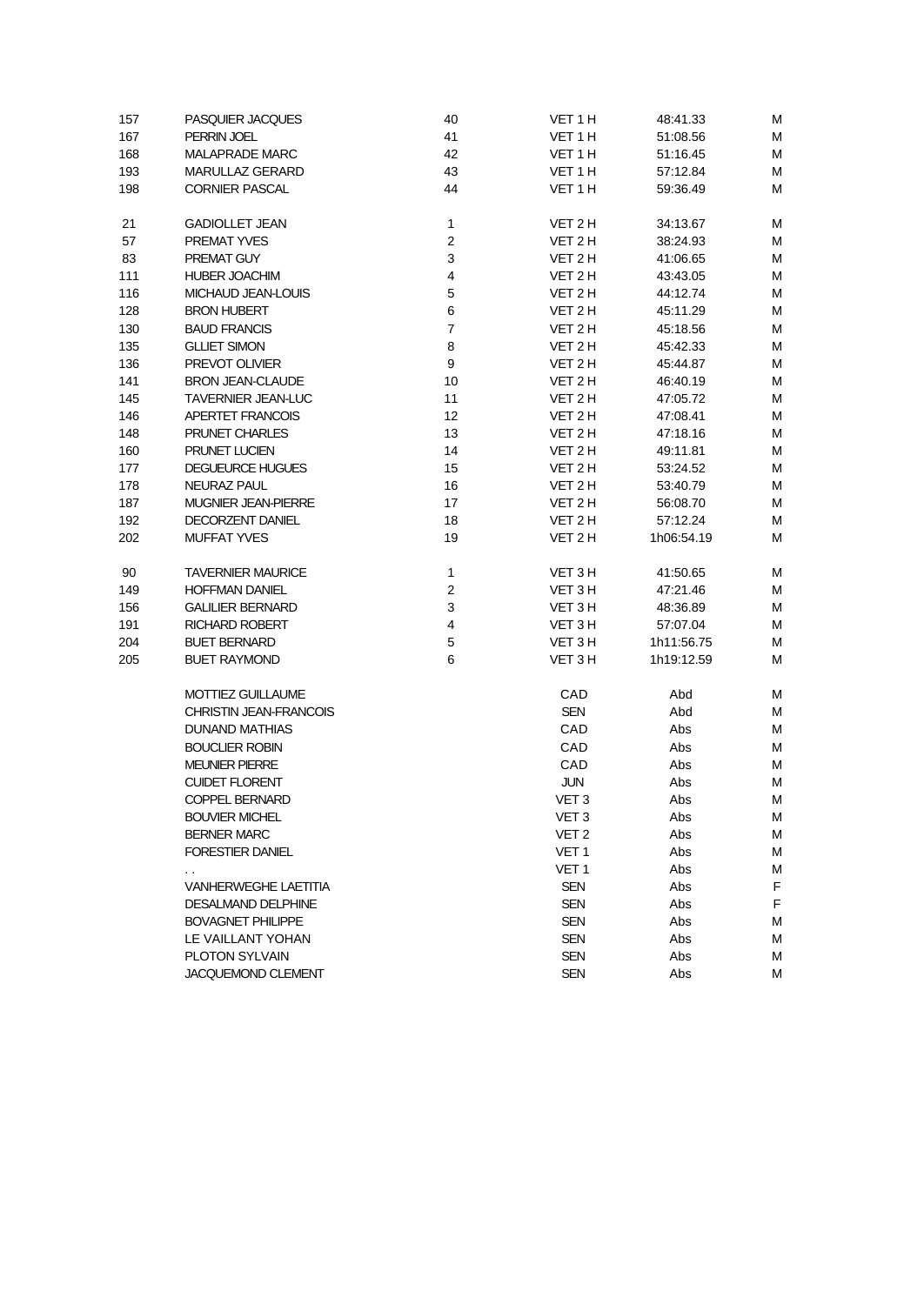| | | | | | |
|---|---|---|---|---|---|
| 157 | PASQUIER JACQUES | 40 | VET 1 H | 48:41.33 | M |
| 167 | PERRIN JOEL | 41 | VET 1 H | 51:08.56 | M |
| 168 | MALAPRADE MARC | 42 | VET 1 H | 51:16.45 | M |
| 193 | MARULLAZ GERARD | 43 | VET 1 H | 57:12.84 | M |
| 198 | CORNIER PASCAL | 44 | VET 1 H | 59:36.49 | M |
| | | | | | |
| 21 | GADIOLLET JEAN | 1 | VET 2 H | 34:13.67 | M |
| 57 | PREMAT YVES | 2 | VET 2 H | 38:24.93 | M |
| 83 | PREMAT GUY | 3 | VET 2 H | 41:06.65 | M |
| 111 | HUBER JOACHIM | 4 | VET 2 H | 43:43.05 | M |
| 116 | MICHAUD JEAN-LOUIS | 5 | VET 2 H | 44:12.74 | M |
| 128 | BRON HUBERT | 6 | VET 2 H | 45:11.29 | M |
| 130 | BAUD FRANCIS | 7 | VET 2 H | 45:18.56 | M |
| 135 | GLLIET SIMON | 8 | VET 2 H | 45:42.33 | M |
| 136 | PREVOT OLIVIER | 9 | VET 2 H | 45:44.87 | M |
| 141 | BRON JEAN-CLAUDE | 10 | VET 2 H | 46:40.19 | M |
| 145 | TAVERNIER JEAN-LUC | 11 | VET 2 H | 47:05.72 | M |
| 146 | APERTET FRANCOIS | 12 | VET 2 H | 47:08.41 | M |
| 148 | PRUNET CHARLES | 13 | VET 2 H | 47:18.16 | M |
| 160 | PRUNET LUCIEN | 14 | VET 2 H | 49:11.81 | M |
| 177 | DEGUEURCE HUGUES | 15 | VET 2 H | 53:24.52 | M |
| 178 | NEURAZ PAUL | 16 | VET 2 H | 53:40.79 | M |
| 187 | MUGNIER JEAN-PIERRE | 17 | VET 2 H | 56:08.70 | M |
| 192 | DECORZENT DANIEL | 18 | VET 2 H | 57:12.24 | M |
| 202 | MUFFAT YVES | 19 | VET 2 H | 1h06:54.19 | M |
| | | | | | |
| 90 | TAVERNIER MAURICE | 1 | VET 3 H | 41:50.65 | M |
| 149 | HOFFMAN DANIEL | 2 | VET 3 H | 47:21.46 | M |
| 156 | GALILIER BERNARD | 3 | VET 3 H | 48:36.89 | M |
| 191 | RICHARD ROBERT | 4 | VET 3 H | 57:07.04 | M |
| 204 | BUET BERNARD | 5 | VET 3 H | 1h11:56.75 | M |
| 205 | BUET RAYMOND | 6 | VET 3 H | 1h19:12.59 | M |
| | | | | | |
| | MOTTIEZ GUILLAUME | | CAD | Abd | M |
| | CHRISTIN JEAN-FRANCOIS | | SEN | Abd | M |
| | DUNAND MATHIAS | | CAD | Abs | M |
| | BOUCLIER ROBIN | | CAD | Abs | M |
| | MEUNIER PIERRE | | CAD | Abs | M |
| | CUIDET FLORENT | | JUN | Abs | M |
| | COPPEL BERNARD | | VET 3 | Abs | M |
| | BOUVIER MICHEL | | VET 3 | Abs | M |
| | BERNER MARC | | VET 2 | Abs | M |
| | FORESTIER DANIEL | | VET 1 | Abs | M |
| | . . | | VET 1 | Abs | M |
| | VANHERWEGHE LAETITIA | | SEN | Abs | F |
| | DESALMAND DELPHINE | | SEN | Abs | F |
| | BOVAGNET PHILIPPE | | SEN | Abs | M |
| | LE VAILLANT YOHAN | | SEN | Abs | M |
| | PLOTON SYLVAIN | | SEN | Abs | M |
| | JACQUEMOND CLEMENT | | SEN | Abs | M |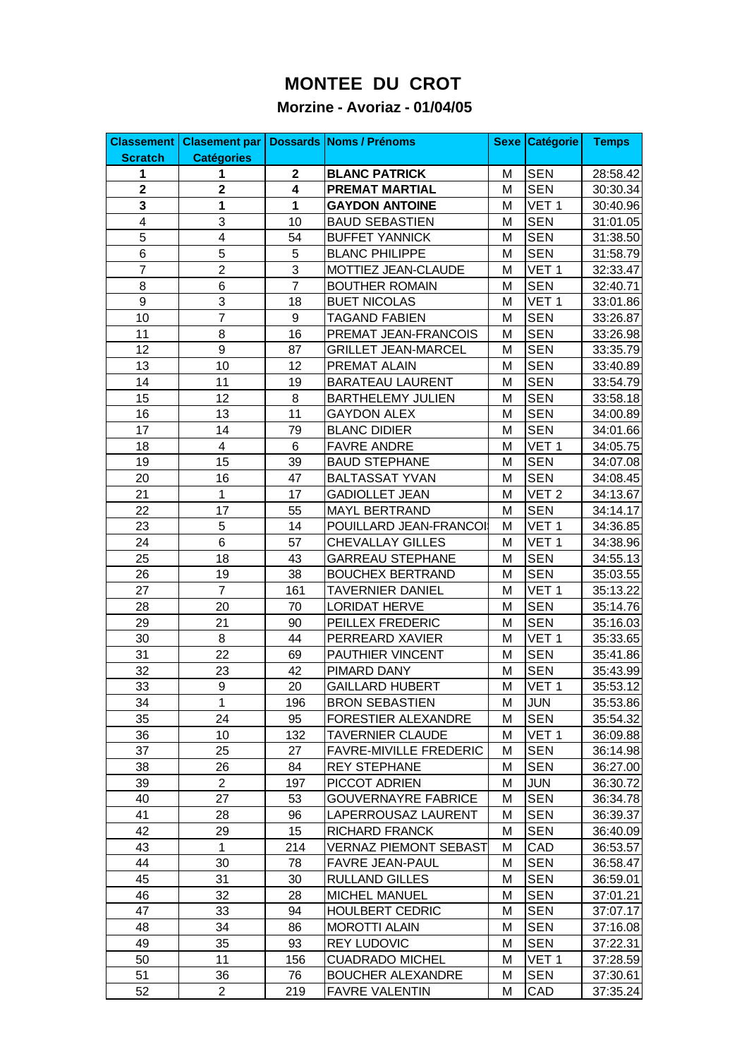# MONTEE DU CROT

## Morzine - Avoriaz - 01/04/05

| Classement Scratch | Clasement par Catégories | Dossards | Noms / Prénoms | Sexe | Catégorie | Temps |
|---|---|---|---|---|---|---|
| **1** | **1** | **2** | **BLANC PATRICK** | M | SEN | 28:58.42 |
| **2** | **2** | **4** | **PREMAT MARTIAL** | M | SEN | 30:30.34 |
| **3** | **1** | **1** | **GAYDON ANTOINE** | M | VET 1 | 30:40.96 |
| 4 | 3 | 10 | BAUD SEBASTIEN | M | SEN | 31:01.05 |
| 5 | 4 | 54 | BUFFET YANNICK | M | SEN | 31:38.50 |
| 6 | 5 | 5 | BLANC PHILIPPE | M | SEN | 31:58.79 |
| 7 | 2 | 3 | MOTTIEZ JEAN-CLAUDE | M | VET 1 | 32:33.47 |
| 8 | 6 | 7 | BOUTHER ROMAIN | M | SEN | 32:40.71 |
| 9 | 3 | 18 | BUET NICOLAS | M | VET 1 | 33:01.86 |
| 10 | 7 | 9 | TAGAND FABIEN | M | SEN | 33:26.87 |
| 11 | 8 | 16 | PREMAT JEAN-FRANCOIS | M | SEN | 33:26.98 |
| 12 | 9 | 87 | GRILLET JEAN-MARCEL | M | SEN | 33:35.79 |
| 13 | 10 | 12 | PREMAT ALAIN | M | SEN | 33:40.89 |
| 14 | 11 | 19 | BARATEAU LAURENT | M | SEN | 33:54.79 |
| 15 | 12 | 8 | BARTHELEMY JULIEN | M | SEN | 33:58.18 |
| 16 | 13 | 11 | GAYDON ALEX | M | SEN | 34:00.89 |
| 17 | 14 | 79 | BLANC DIDIER | M | SEN | 34:01.66 |
| 18 | 4 | 6 | FAVRE ANDRE | M | VET 1 | 34:05.75 |
| 19 | 15 | 39 | BAUD STEPHANE | M | SEN | 34:07.08 |
| 20 | 16 | 47 | BALTASSAT YVAN | M | SEN | 34:08.45 |
| 21 | 1 | 17 | GADIOLLET JEAN | M | VET 2 | 34:13.67 |
| 22 | 17 | 55 | MAYL BERTRAND | M | SEN | 34:14.17 |
| 23 | 5 | 14 | POUILLARD JEAN-FRANCOI | M | VET 1 | 34:36.85 |
| 24 | 6 | 57 | CHEVALLAY GILLES | M | VET 1 | 34:38.96 |
| 25 | 18 | 43 | GARREAU STEPHANE | M | SEN | 34:55.13 |
| 26 | 19 | 38 | BOUCHEX BERTRAND | M | SEN | 35:03.55 |
| 27 | 7 | 161 | TAVERNIER DANIEL | M | VET 1 | 35:13.22 |
| 28 | 20 | 70 | LORIDAT HERVE | M | SEN | 35:14.76 |
| 29 | 21 | 90 | PEILLEX FREDERIC | M | SEN | 35:16.03 |
| 30 | 8 | 44 | PERREARD XAVIER | M | VET 1 | 35:33.65 |
| 31 | 22 | 69 | PAUTHIER VINCENT | M | SEN | 35:41.86 |
| 32 | 23 | 42 | PIMARD DANY | M | SEN | 35:43.99 |
| 33 | 9 | 20 | GAILLARD HUBERT | M | VET 1 | 35:53.12 |
| 34 | 1 | 196 | BRON SEBASTIEN | M | JUN | 35:53.86 |
| 35 | 24 | 95 | FORESTIER ALEXANDRE | M | SEN | 35:54.32 |
| 36 | 10 | 132 | TAVERNIER CLAUDE | M | VET 1 | 36:09.88 |
| 37 | 25 | 27 | FAVRE-MIVILLE FREDERIC | M | SEN | 36:14.98 |
| 38 | 26 | 84 | REY STEPHANE | M | SEN | 36:27.00 |
| 39 | 2 | 197 | PICCOT ADRIEN | M | JUN | 36:30.72 |
| 40 | 27 | 53 | GOUVERNAYRE FABRICE | M | SEN | 36:34.78 |
| 41 | 28 | 96 | LAPERROUSAZ LAURENT | M | SEN | 36:39.37 |
| 42 | 29 | 15 | RICHARD FRANCK | M | SEN | 36:40.09 |
| 43 | 1 | 214 | VERNAZ PIEMONT SEBAST | M | CAD | 36:53.57 |
| 44 | 30 | 78 | FAVRE JEAN-PAUL | M | SEN | 36:58.47 |
| 45 | 31 | 30 | RULLAND GILLES | M | SEN | 36:59.01 |
| 46 | 32 | 28 | MICHEL MANUEL | M | SEN | 37:01.21 |
| 47 | 33 | 94 | HOULBERT CEDRIC | M | SEN | 37:07.17 |
| 48 | 34 | 86 | MOROTTI ALAIN | M | SEN | 37:16.08 |
| 49 | 35 | 93 | REY LUDOVIC | M | SEN | 37:22.31 |
| 50 | 11 | 156 | CUADRADO MICHEL | M | VET 1 | 37:28.59 |
| 51 | 36 | 76 | BOUCHER ALEXANDRE | M | SEN | 37:30.61 |
| 52 | 2 | 219 | FAVRE VALENTIN | M | CAD | 37:35.24 |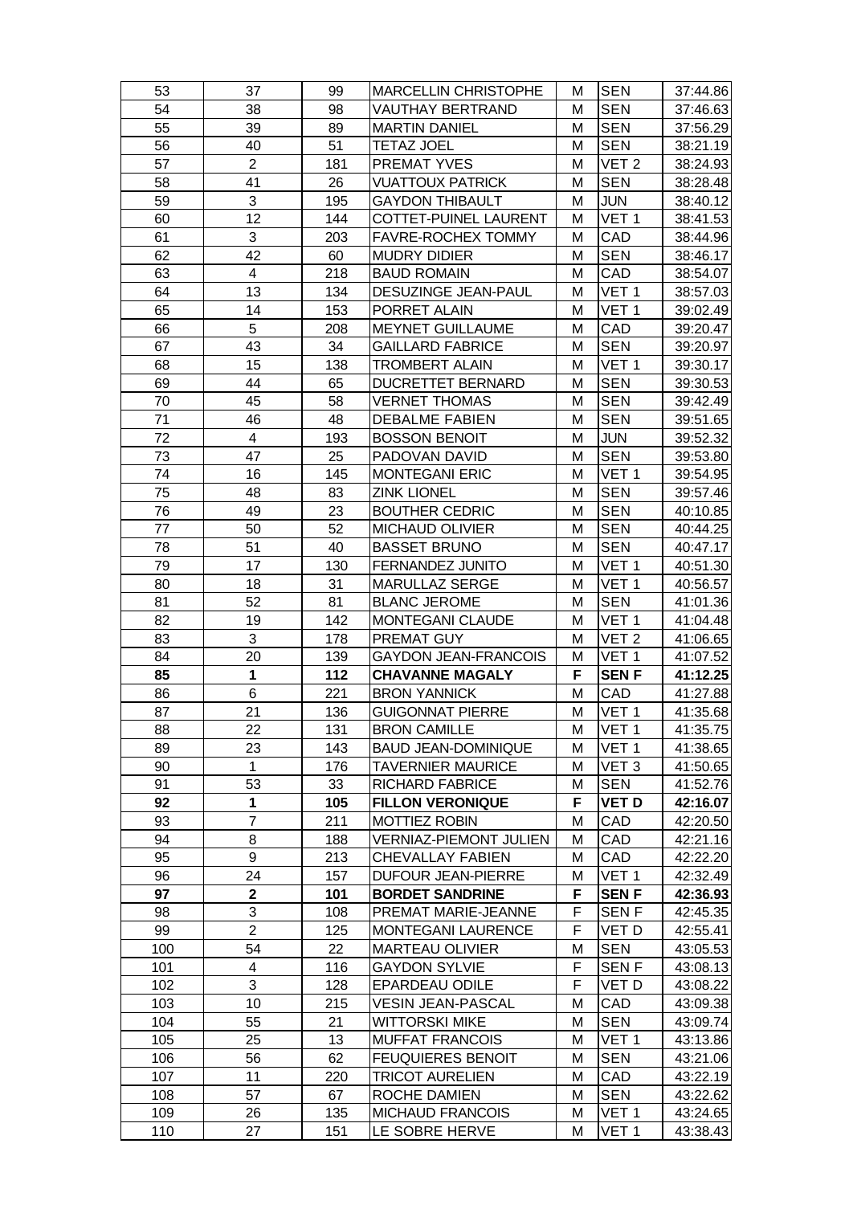| 53 | 37 | 99 | MARCELLIN CHRISTOPHE | M | SEN | 37:44.86 |
|---|---|---|---|---|---|---|
| 54 | 38 | 98 | VAUTHAY BERTRAND | M | SEN | 37:46.63 |
| 55 | 39 | 89 | MARTIN DANIEL | M | SEN | 37:56.29 |
| 56 | 40 | 51 | TETAZ JOEL | M | SEN | 38:21.19 |
| 57 | 2 | 181 | PREMAT YVES | M | VET 2 | 38:24.93 |
| 58 | 41 | 26 | VUATTOUX PATRICK | M | SEN | 38:28.48 |
| 59 | 3 | 195 | GAYDON THIBAULT | M | JUN | 38:40.12 |
| 60 | 12 | 144 | COTTET-PUINEL LAURENT | M | VET 1 | 38:41.53 |
| 61 | 3 | 203 | FAVRE-ROCHEX TOMMY | M | CAD | 38:44.96 |
| 62 | 42 | 60 | MUDRY DIDIER | M | SEN | 38:46.17 |
| 63 | 4 | 218 | BAUD ROMAIN | M | CAD | 38:54.07 |
| 64 | 13 | 134 | DESUZINGE JEAN-PAUL | M | VET 1 | 38:57.03 |
| 65 | 14 | 153 | PORRET ALAIN | M | VET 1 | 39:02.49 |
| 66 | 5 | 208 | MEYNET GUILLAUME | M | CAD | 39:20.47 |
| 67 | 43 | 34 | GAILLARD FABRICE | M | SEN | 39:20.97 |
| 68 | 15 | 138 | TROMBERT ALAIN | M | VET 1 | 39:30.17 |
| 69 | 44 | 65 | DUCRETTET BERNARD | M | SEN | 39:30.53 |
| 70 | 45 | 58 | VERNET THOMAS | M | SEN | 39:42.49 |
| 71 | 46 | 48 | DEBALME FABIEN | M | SEN | 39:51.65 |
| 72 | 4 | 193 | BOSSON BENOIT | M | JUN | 39:52.32 |
| 73 | 47 | 25 | PADOVAN DAVID | M | SEN | 39:53.80 |
| 74 | 16 | 145 | MONTEGANI ERIC | M | VET 1 | 39:54.95 |
| 75 | 48 | 83 | ZINK LIONEL | M | SEN | 39:57.46 |
| 76 | 49 | 23 | BOUTHER CEDRIC | M | SEN | 40:10.85 |
| 77 | 50 | 52 | MICHAUD OLIVIER | M | SEN | 40:44.25 |
| 78 | 51 | 40 | BASSET BRUNO | M | SEN | 40:47.17 |
| 79 | 17 | 130 | FERNANDEZ JUNITO | M | VET 1 | 40:51.30 |
| 80 | 18 | 31 | MARULLAZ SERGE | M | VET 1 | 40:56.57 |
| 81 | 52 | 81 | BLANC JEROME | M | SEN | 41:01.36 |
| 82 | 19 | 142 | MONTEGANI CLAUDE | M | VET 1 | 41:04.48 |
| 83 | 3 | 178 | PREMAT GUY | M | VET 2 | 41:06.65 |
| 84 | 20 | 139 | GAYDON JEAN-FRANCOIS | M | VET 1 | 41:07.52 |
| **85** | **1** | **112** | **CHAVANNE MAGALY** | **F** | **SEN F** | **41:12.25** |
| 86 | 6 | 221 | BRON YANNICK | M | CAD | 41:27.88 |
| 87 | 21 | 136 | GUIGONNAT PIERRE | M | VET 1 | 41:35.68 |
| 88 | 22 | 131 | BRON CAMILLE | M | VET 1 | 41:35.75 |
| 89 | 23 | 143 | BAUD JEAN-DOMINIQUE | M | VET 1 | 41:38.65 |
| 90 | 1 | 176 | TAVERNIER MAURICE | M | VET 3 | 41:50.65 |
| 91 | 53 | 33 | RICHARD FABRICE | M | SEN | 41:52.76 |
| **92** | **1** | **105** | **FILLON VERONIQUE** | **F** | **VET D** | **42:16.07** |
| 93 | 7 | 211 | MOTTIEZ ROBIN | M | CAD | 42:20.50 |
| 94 | 8 | 188 | VERNIAZ-PIEMONT JULIEN | M | CAD | 42:21.16 |
| 95 | 9 | 213 | CHEVALLAY FABIEN | M | CAD | 42:22.20 |
| 96 | 24 | 157 | DUFOUR JEAN-PIERRE | M | VET 1 | 42:32.49 |
| **97** | **2** | **101** | **BORDET SANDRINE** | **F** | **SEN F** | **42:36.93** |
| 98 | 3 | 108 | PREMAT MARIE-JEANNE | F | SEN F | 42:45.35 |
| 99 | 2 | 125 | MONTEGANI LAURENCE | F | VET D | 42:55.41 |
| 100 | 54 | 22 | MARTEAU OLIVIER | M | SEN | 43:05.53 |
| 101 | 4 | 116 | GAYDON SYLVIE | F | SEN F | 43:08.13 |
| 102 | 3 | 128 | EPARDEAU ODILE | F | VET D | 43:08.22 |
| 103 | 10 | 215 | VESIN JEAN-PASCAL | M | CAD | 43:09.38 |
| 104 | 55 | 21 | WITTORSKI MIKE | M | SEN | 43:09.74 |
| 105 | 25 | 13 | MUFFAT FRANCOIS | M | VET 1 | 43:13.86 |
| 106 | 56 | 62 | FEUQUIERES BENOIT | M | SEN | 43:21.06 |
| 107 | 11 | 220 | TRICOT AURELIEN | M | CAD | 43:22.19 |
| 108 | 57 | 67 | ROCHE DAMIEN | M | SEN | 43:22.62 |
| 109 | 26 | 135 | MICHAUD FRANCOIS | M | VET 1 | 43:24.65 |
| 110 | 27 | 151 | LE SOBRE HERVE | M | VET 1 | 43:38.43 |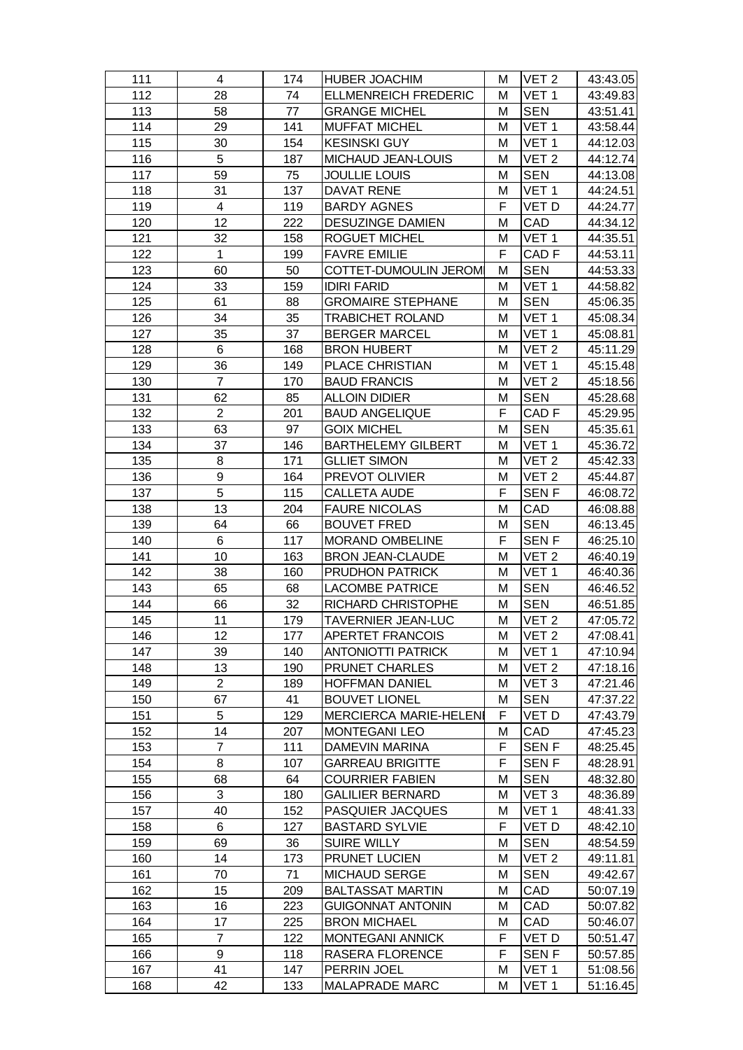| 111 | 4 | 174 | HUBER JOACHIM | M | VET 2 | 43:43.05 |
|---|---|---|---|---|---|---|
| 112 | 28 | 74 | ELLMENREICH FREDERIC | M | VET 1 | 43:49.83 |
| 113 | 58 | 77 | GRANGE MICHEL | M | SEN | 43:51.41 |
| 114 | 29 | 141 | MUFFAT MICHEL | M | VET 1 | 43:58.44 |
| 115 | 30 | 154 | KESINSKI GUY | M | VET 1 | 44:12.03 |
| 116 | 5 | 187 | MICHAUD JEAN-LOUIS | M | VET 2 | 44:12.74 |
| 117 | 59 | 75 | JOULLIE LOUIS | M | SEN | 44:13.08 |
| 118 | 31 | 137 | DAVAT RENE | M | VET 1 | 44:24.51 |
| 119 | 4 | 119 | BARDY AGNES | F | VET D | 44:24.77 |
| 120 | 12 | 222 | DESUZINGE DAMIEN | M | CAD | 44:34.12 |
| 121 | 32 | 158 | ROGUET MICHEL | M | VET 1 | 44:35.51 |
| 122 | 1 | 199 | FAVRE EMILIE | F | CAD F | 44:53.11 |
| 123 | 60 | 50 | COTTET-DUMOULIN JEROM | M | SEN | 44:53.33 |
| 124 | 33 | 159 | IDIRI FARID | M | VET 1 | 44:58.82 |
| 125 | 61 | 88 | GROMAIRE STEPHANE | M | SEN | 45:06.35 |
| 126 | 34 | 35 | TRABICHET ROLAND | M | VET 1 | 45:08.34 |
| 127 | 35 | 37 | BERGER MARCEL | M | VET 1 | 45:08.81 |
| 128 | 6 | 168 | BRON HUBERT | M | VET 2 | 45:11.29 |
| 129 | 36 | 149 | PLACE CHRISTIAN | M | VET 1 | 45:15.48 |
| 130 | 7 | 170 | BAUD FRANCIS | M | VET 2 | 45:18.56 |
| 131 | 62 | 85 | ALLOIN DIDIER | M | SEN | 45:28.68 |
| 132 | 2 | 201 | BAUD ANGELIQUE | F | CAD F | 45:29.95 |
| 133 | 63 | 97 | GOIX MICHEL | M | SEN | 45:35.61 |
| 134 | 37 | 146 | BARTHELEMY GILBERT | M | VET 1 | 45:36.72 |
| 135 | 8 | 171 | GLLIET SIMON | M | VET 2 | 45:42.33 |
| 136 | 9 | 164 | PREVOT OLIVIER | M | VET 2 | 45:44.87 |
| 137 | 5 | 115 | CALLETA AUDE | F | SEN F | 46:08.72 |
| 138 | 13 | 204 | FAURE NICOLAS | M | CAD | 46:08.88 |
| 139 | 64 | 66 | BOUVET FRED | M | SEN | 46:13.45 |
| 140 | 6 | 117 | MORAND OMBELINE | F | SEN F | 46:25.10 |
| 141 | 10 | 163 | BRON JEAN-CLAUDE | M | VET 2 | 46:40.19 |
| 142 | 38 | 160 | PRUDHON PATRICK | M | VET 1 | 46:40.36 |
| 143 | 65 | 68 | LACOMBE PATRICE | M | SEN | 46:46.52 |
| 144 | 66 | 32 | RICHARD CHRISTOPHE | M | SEN | 46:51.85 |
| 145 | 11 | 179 | TAVERNIER JEAN-LUC | M | VET 2 | 47:05.72 |
| 146 | 12 | 177 | APERTET FRANCOIS | M | VET 2 | 47:08.41 |
| 147 | 39 | 140 | ANTONIOTTI PATRICK | M | VET 1 | 47:10.94 |
| 148 | 13 | 190 | PRUNET CHARLES | M | VET 2 | 47:18.16 |
| 149 | 2 | 189 | HOFFMAN DANIEL | M | VET 3 | 47:21.46 |
| 150 | 67 | 41 | BOUVET LIONEL | M | SEN | 47:37.22 |
| 151 | 5 | 129 | MERCIERCA MARIE-HELENI | F | VET D | 47:43.79 |
| 152 | 14 | 207 | MONTEGANI LEO | M | CAD | 47:45.23 |
| 153 | 7 | 111 | DAMEVIN MARINA | F | SEN F | 48:25.45 |
| 154 | 8 | 107 | GARREAU BRIGITTE | F | SEN F | 48:28.91 |
| 155 | 68 | 64 | COURRIER FABIEN | M | SEN | 48:32.80 |
| 156 | 3 | 180 | GALILIER BERNARD | M | VET 3 | 48:36.89 |
| 157 | 40 | 152 | PASQUIER JACQUES | M | VET 1 | 48:41.33 |
| 158 | 6 | 127 | BASTARD SYLVIE | F | VET D | 48:42.10 |
| 159 | 69 | 36 | SUIRE WILLY | M | SEN | 48:54.59 |
| 160 | 14 | 173 | PRUNET LUCIEN | M | VET 2 | 49:11.81 |
| 161 | 70 | 71 | MICHAUD SERGE | M | SEN | 49:42.67 |
| 162 | 15 | 209 | BALTASSAT MARTIN | M | CAD | 50:07.19 |
| 163 | 16 | 223 | GUIGONNAT ANTONIN | M | CAD | 50:07.82 |
| 164 | 17 | 225 | BRON MICHAEL | M | CAD | 50:46.07 |
| 165 | 7 | 122 | MONTEGANI ANNICK | F | VET D | 50:51.47 |
| 166 | 9 | 118 | RASERA FLORENCE | F | SEN F | 50:57.85 |
| 167 | 41 | 147 | PERRIN JOEL | M | VET 1 | 51:08.56 |
| 168 | 42 | 133 | MALAPRADE MARC | M | VET 1 | 51:16.45 |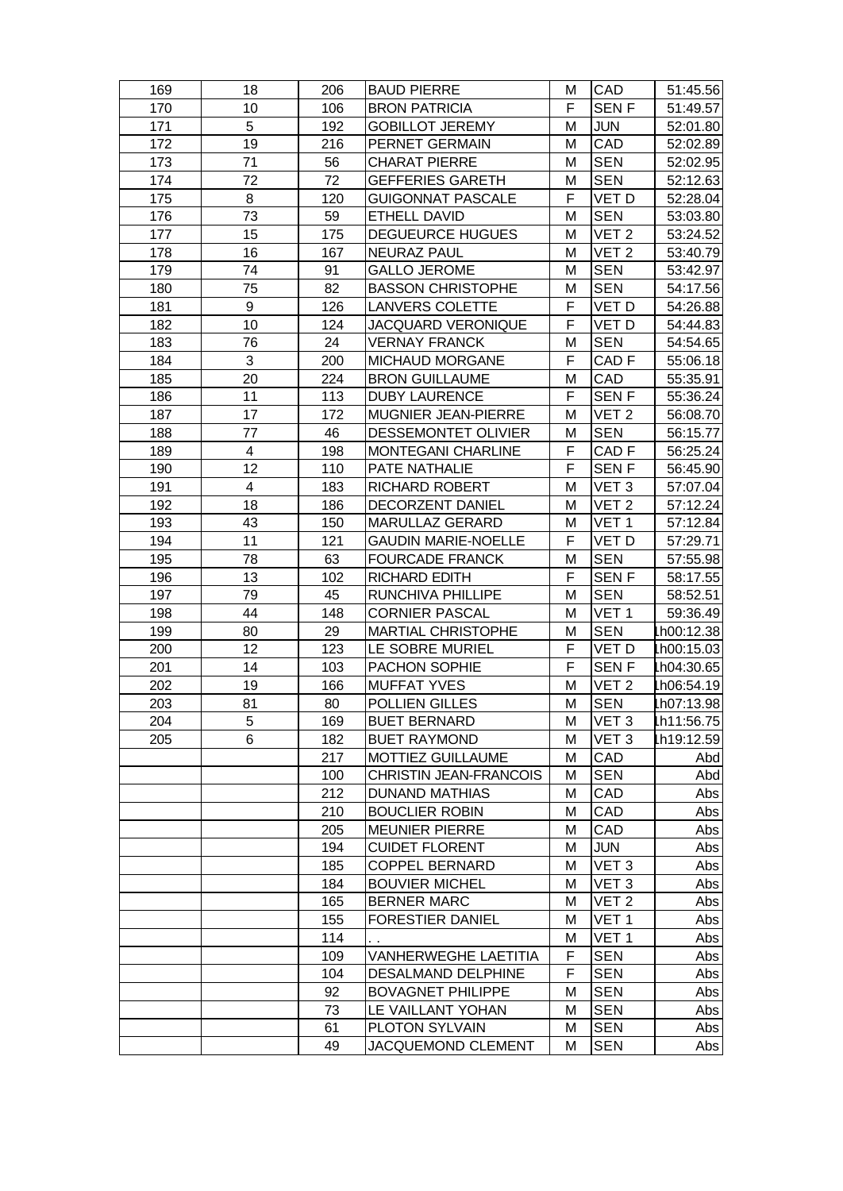| | | | | | | |
|---|---|---|---|---|---|---|
| 169 | 18 | 206 | BAUD PIERRE | M | CAD | 51:45.56 |
| 170 | 10 | 106 | BRON PATRICIA | F | SEN F | 51:49.57 |
| 171 | 5 | 192 | GOBILLOT JEREMY | M | JUN | 52:01.80 |
| 172 | 19 | 216 | PERNET GERMAIN | M | CAD | 52:02.89 |
| 173 | 71 | 56 | CHARAT PIERRE | M | SEN | 52:02.95 |
| 174 | 72 | 72 | GEFFERIES GARETH | M | SEN | 52:12.63 |
| 175 | 8 | 120 | GUIGONNAT PASCALE | F | VET D | 52:28.04 |
| 176 | 73 | 59 | ETHELL DAVID | M | SEN | 53:03.80 |
| 177 | 15 | 175 | DEGUEURCE HUGUES | M | VET 2 | 53:24.52 |
| 178 | 16 | 167 | NEURAZ PAUL | M | VET 2 | 53:40.79 |
| 179 | 74 | 91 | GALLO JEROME | M | SEN | 53:42.97 |
| 180 | 75 | 82 | BASSON CHRISTOPHE | M | SEN | 54:17.56 |
| 181 | 9 | 126 | LANVERS COLETTE | F | VET D | 54:26.88 |
| 182 | 10 | 124 | JACQUARD VERONIQUE | F | VET D | 54:44.83 |
| 183 | 76 | 24 | VERNAY FRANCK | M | SEN | 54:54.65 |
| 184 | 3 | 200 | MICHAUD MORGANE | F | CAD F | 55:06.18 |
| 185 | 20 | 224 | BRON GUILLAUME | M | CAD | 55:35.91 |
| 186 | 11 | 113 | DUBY LAURENCE | F | SEN F | 55:36.24 |
| 187 | 17 | 172 | MUGNIER JEAN-PIERRE | M | VET 2 | 56:08.70 |
| 188 | 77 | 46 | DESSEMONTET OLIVIER | M | SEN | 56:15.77 |
| 189 | 4 | 198 | MONTEGANI CHARLINE | F | CAD F | 56:25.24 |
| 190 | 12 | 110 | PATE NATHALIE | F | SEN F | 56:45.90 |
| 191 | 4 | 183 | RICHARD ROBERT | M | VET 3 | 57:07.04 |
| 192 | 18 | 186 | DECORZENT DANIEL | M | VET 2 | 57:12.24 |
| 193 | 43 | 150 | MARULLAZ GERARD | M | VET 1 | 57:12.84 |
| 194 | 11 | 121 | GAUDIN MARIE-NOELLE | F | VET D | 57:29.71 |
| 195 | 78 | 63 | FOURCADE FRANCK | M | SEN | 57:55.98 |
| 196 | 13 | 102 | RICHARD EDITH | F | SEN F | 58:17.55 |
| 197 | 79 | 45 | RUNCHIVA PHILLIPE | M | SEN | 58:52.51 |
| 198 | 44 | 148 | CORNIER PASCAL | M | VET 1 | 59:36.49 |
| 199 | 80 | 29 | MARTIAL CHRISTOPHE | M | SEN | 1h00:12.38 |
| 200 | 12 | 123 | LE SOBRE MURIEL | F | VET D | 1h00:15.03 |
| 201 | 14 | 103 | PACHON SOPHIE | F | SEN F | 1h04:30.65 |
| 202 | 19 | 166 | MUFFAT YVES | M | VET 2 | 1h06:54.19 |
| 203 | 81 | 80 | POLLIEN GILLES | M | SEN | 1h07:13.98 |
| 204 | 5 | 169 | BUET BERNARD | M | VET 3 | 1h11:56.75 |
| 205 | 6 | 182 | BUET RAYMOND | M | VET 3 | 1h19:12.59 |
| | | 217 | MOTTIEZ GUILLAUME | M | CAD | Abd |
| | | 100 | CHRISTIN JEAN-FRANCOIS | M | SEN | Abd |
| | | 212 | DUNAND MATHIAS | M | CAD | Abs |
| | | 210 | BOUCLIER ROBIN | M | CAD | Abs |
| | | 205 | MEUNIER PIERRE | M | CAD | Abs |
| | | 194 | CUIDET FLORENT | M | JUN | Abs |
| | | 185 | COPPEL BERNARD | M | VET 3 | Abs |
| | | 184 | BOUVIER MICHEL | M | VET 3 | Abs |
| | | 165 | BERNER MARC | M | VET 2 | Abs |
| | | 155 | FORESTIER DANIEL | M | VET 1 | Abs |
| | | 114 | . . | M | VET 1 | Abs |
| | | 109 | VANHERWEGHE LAETITIA | F | SEN | Abs |
| | | 104 | DESALMAND DELPHINE | F | SEN | Abs |
| | | 92 | BOVAGNET PHILIPPE | M | SEN | Abs |
| | | 73 | LE VAILLANT YOHAN | M | SEN | Abs |
| | | 61 | PLOTON SYLVAIN | M | SEN | Abs |
| | | 49 | JACQUEMOND CLEMENT | M | SEN | Abs |